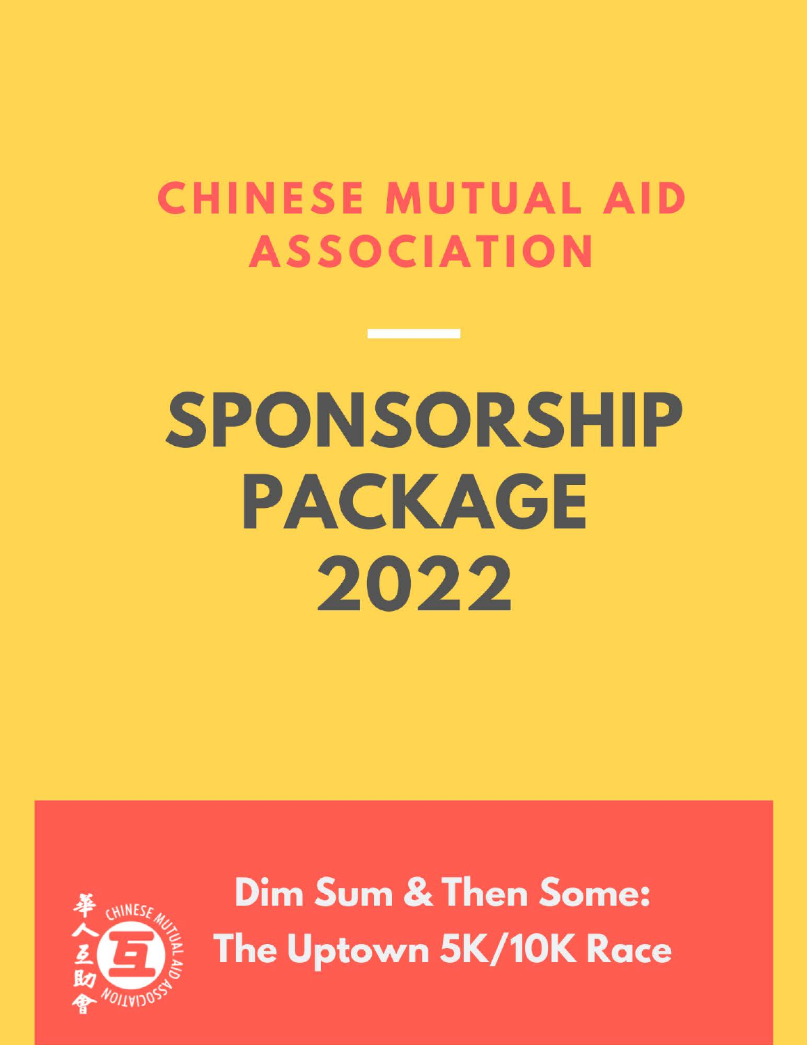# CHINESE MUTUAL AID ASSOCIATION

# SPONSORSHIP PACKAGE 2022

## Dim Sum & Then Some: The Uptown 5K/10K Race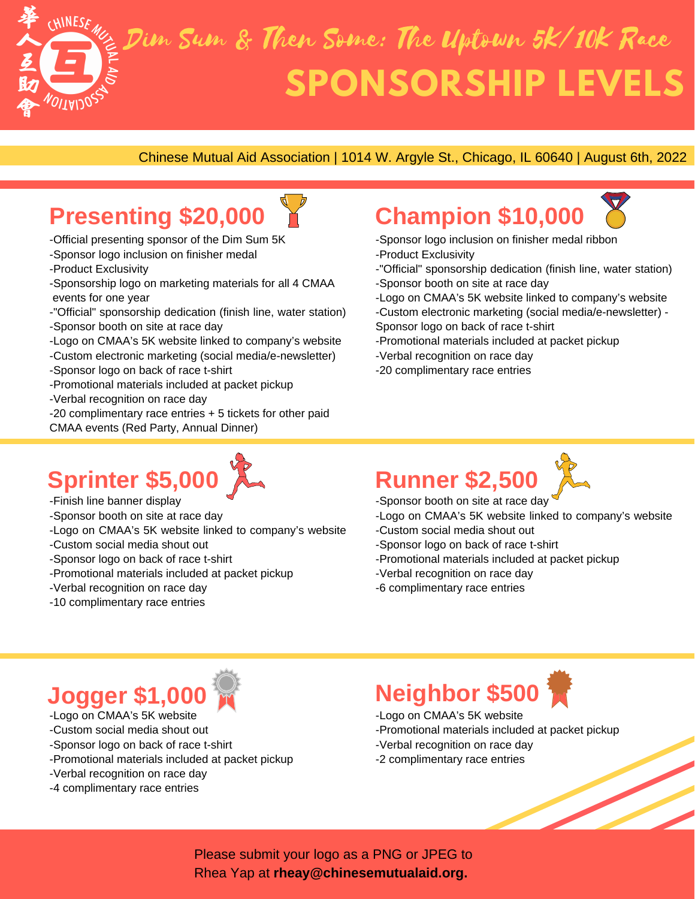# Dim Sum & Then Some: The Uptown 5K/10K Race

# SPONSORSHIP LEVELS

Chinese Mutual Aid Association | 1014 W. Argyle St., Chicago, IL 60640 | August 6th, 2022

## Presenting $20,000

-Official presenting sponsor of the Dim Sum 5K
-Sponsor logo inclusion on finisher medal
-Product Exclusivity
-Sponsorship logo on marketing materials for all 4 CMAA events for one year
-"Official" sponsorship dedication (finish line, water station)
-Sponsor booth on site at race day
-Logo on CMAA's 5K website linked to company's website
-Custom electronic marketing (social media/e-newsletter)
-Sponsor logo on back of race t-shirt
-Promotional materials included at packet pickup
-Verbal recognition on race day
-20 complimentary race entries + 5 tickets for other paid CMAA events (Red Party, Annual Dinner)

## Champion $10,000

-Sponsor logo inclusion on finisher medal ribbon
-Product Exclusivity
-"Official" sponsorship dedication (finish line, water station)
-Sponsor booth on site at race day
-Logo on CMAA's 5K website linked to company's website
-Custom electronic marketing (social media/e-newsletter) -Sponsor logo on back of race t-shirt
-Promotional materials included at packet pickup
-Verbal recognition on race day
-20 complimentary race entries

## Sprinter $5,000

-Finish line banner display
-Sponsor booth on site at race day
-Logo on CMAA's 5K website linked to company's website
-Custom social media shout out
-Sponsor logo on back of race t-shirt
-Promotional materials included at packet pickup
-Verbal recognition on race day
-10 complimentary race entries

## Runner $2,500

-Sponsor booth on site at race day
-Logo on CMAA's 5K website linked to company's website
-Custom social media shout out
-Sponsor logo on back of race t-shirt
-Promotional materials included at packet pickup
-Verbal recognition on race day
-6 complimentary race entries

## Jogger $1,000

-Logo on CMAA's 5K website
-Custom social media shout out
-Sponsor logo on back of race t-shirt
-Promotional materials included at packet pickup
-Verbal recognition on race day
-4 complimentary race entries

## Neighbor $500

-Logo on CMAA's 5K website
-Promotional materials included at packet pickup
-Verbal recognition on race day
-2 complimentary race entries

Please submit your logo as a PNG or JPEG to Rhea Yap at **rheay@chinesemutualaid.org.**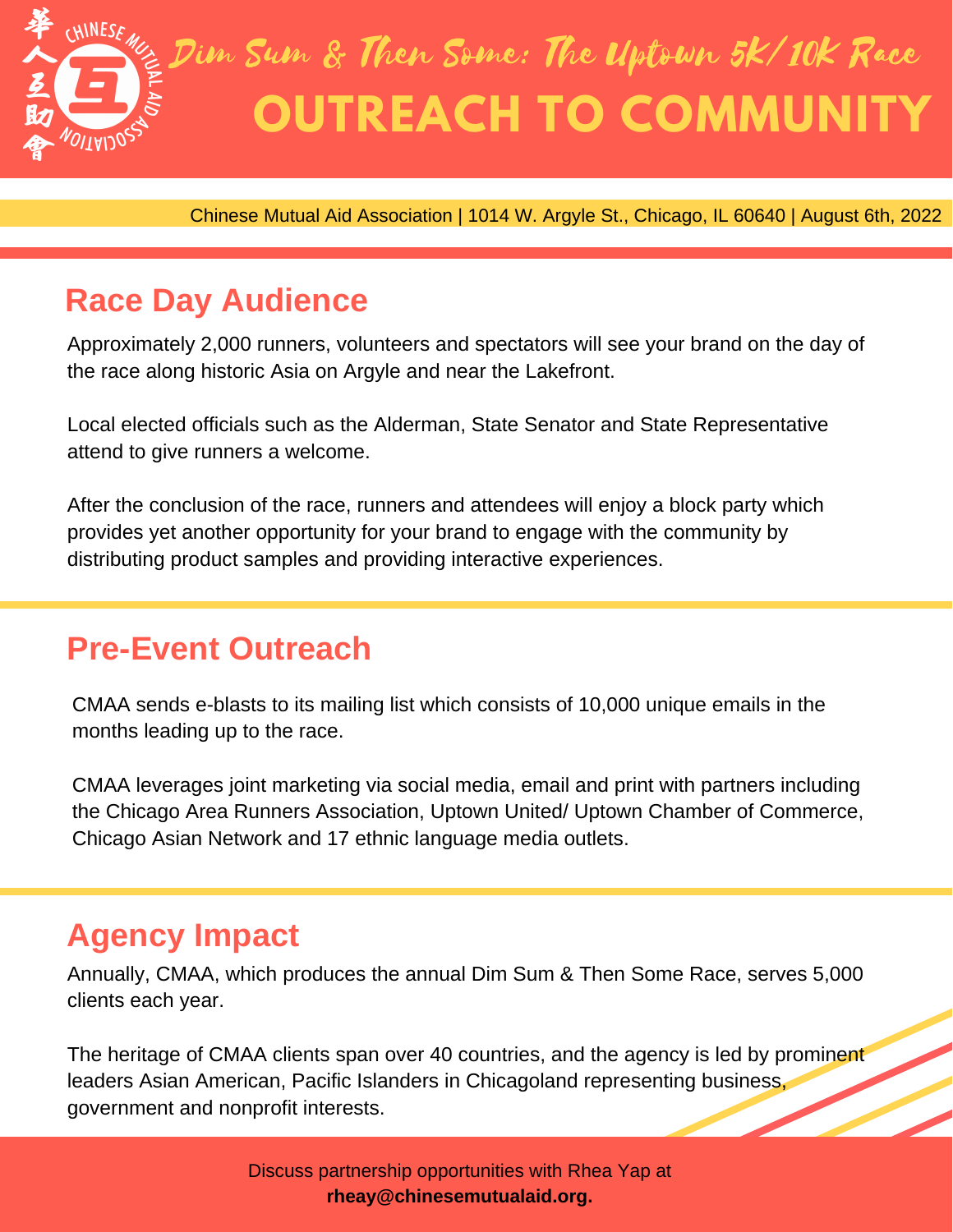華人互助會 CHINESE MUTUAL AID ASSOCIATION

*Dim Sum & Then Some: The Uptown 5K/10K Race*

# OUTREACH TO COMMUNITY

Chinese Mutual Aid Association | 1014 W. Argyle St., Chicago, IL 60640 | August 6th, 2022

## Race Day Audience

Approximately 2,000 runners, volunteers and spectators will see your brand on the day of the race along historic Asia on Argyle and near the Lakefront.

Local elected officials such as the Alderman, State Senator and State Representative attend to give runners a welcome.

After the conclusion of the race, runners and attendees will enjoy a block party which provides yet another opportunity for your brand to engage with the community by distributing product samples and providing interactive experiences.

## Pre-Event Outreach

CMAA sends e-blasts to its mailing list which consists of 10,000 unique emails in the months leading up to the race.

CMAA leverages joint marketing via social media, email and print with partners including the Chicago Area Runners Association, Uptown United/ Uptown Chamber of Commerce, Chicago Asian Network and 17 ethnic language media outlets.

## Agency Impact

Annually, CMAA, which produces the annual Dim Sum & Then Some Race, serves 5,000 clients each year.

The heritage of CMAA clients span over 40 countries, and the agency is led by prominent leaders Asian American, Pacific Islanders in Chicagoland representing business, government and nonprofit interests.

Discuss partnership opportunities with Rhea Yap at **rheay@chinesemutualaid.org.**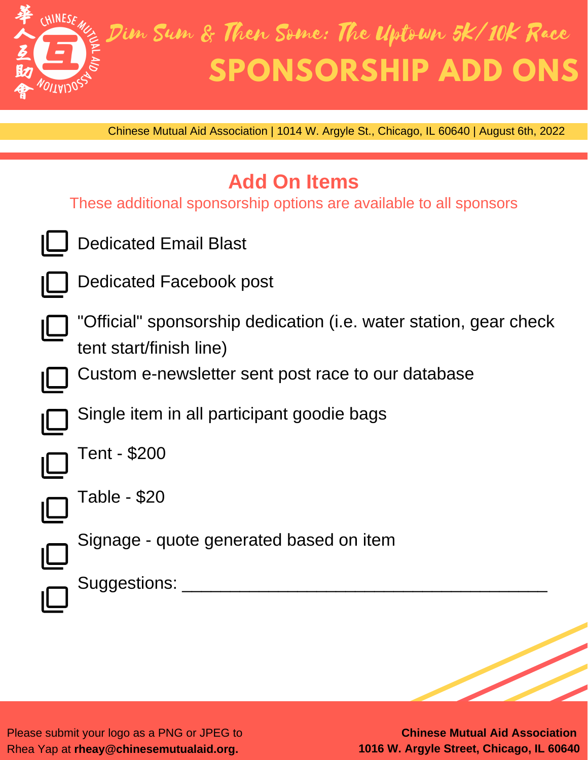# Dim Sum & Then Some: The Uptown 5K/10K Race

# SPONSORSHIP ADD ONS

Chinese Mutual Aid Association | 1014 W. Argyle St., Chicago, IL 60640 | August 6th, 2022

## Add On Items

These additional sponsorship options are available to all sponsors

- ☐ Dedicated Email Blast
- ☐ Dedicated Facebook post
- ☐ "Official" sponsorship dedication (i.e. water station, gear check tent start/finish line)
- ☐ Custom e-newsletter sent post race to our database
- ☐ Single item in all participant goodie bags
- ☐ Tent - $200
- ☐ Table - $20
- ☐ Signage - quote generated based on item
- ☐ Suggestions: ______________________________________

Please submit your logo as a PNG or JPEG to Rhea Yap at **rheay@chinesemutualaid.org.**

**Chinese Mutual Aid Association**
**1016 W. Argyle Street, Chicago, IL 60640**